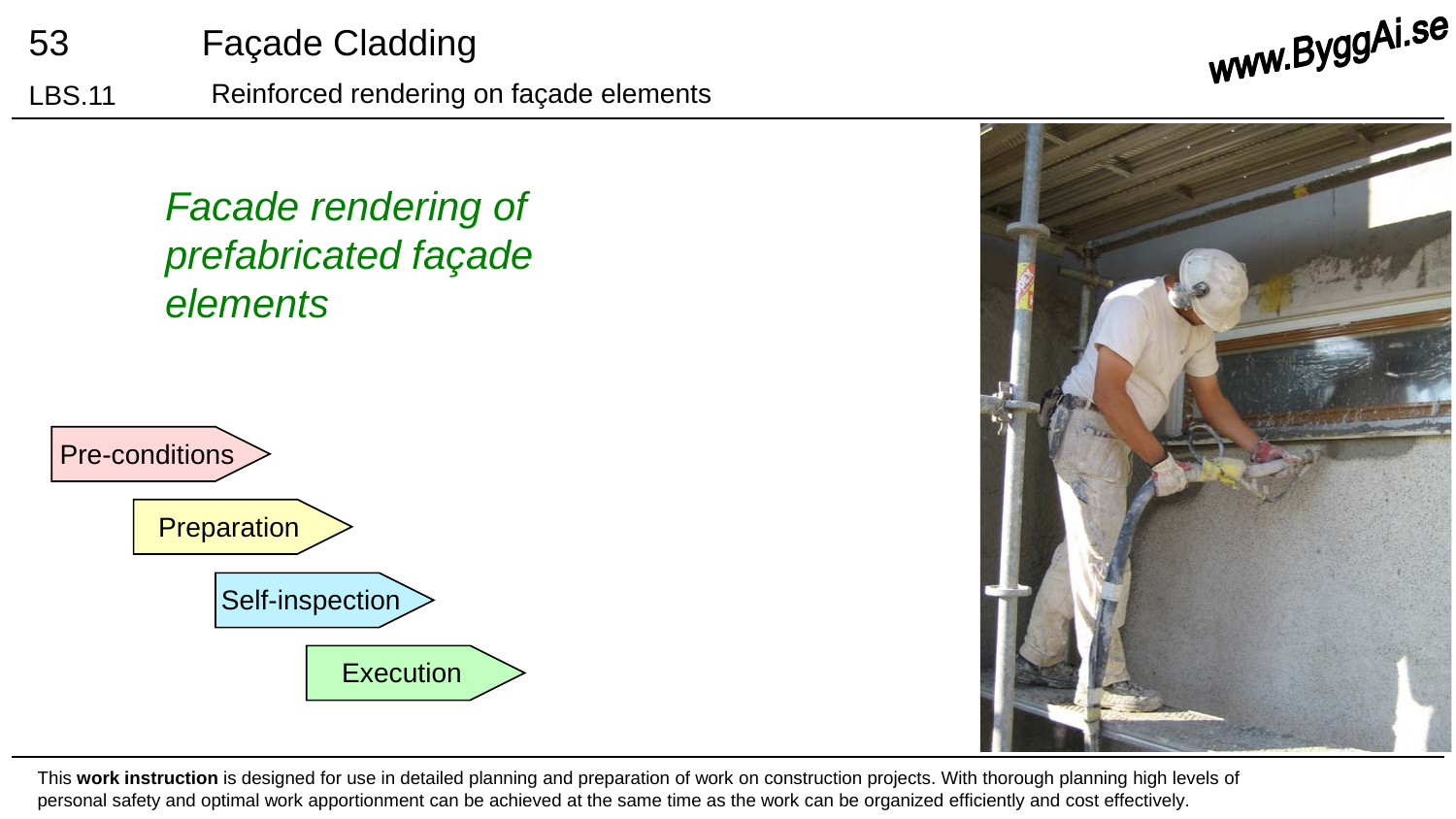# 53 Façade Cladding

## LBS.11 Reinforced rendering on façade elements

*Facade rendering of prefabricated façade elements*

- Pre-conditions
- Preparation
- Self-inspection
- Execution

This **work instruction** is designed for use in detailed planning and preparation of work on construction projects. With thorough planning high levels of personal safety and optimal work apportionment can be achieved at the same time as the work can be organized efficiently and cost effectively.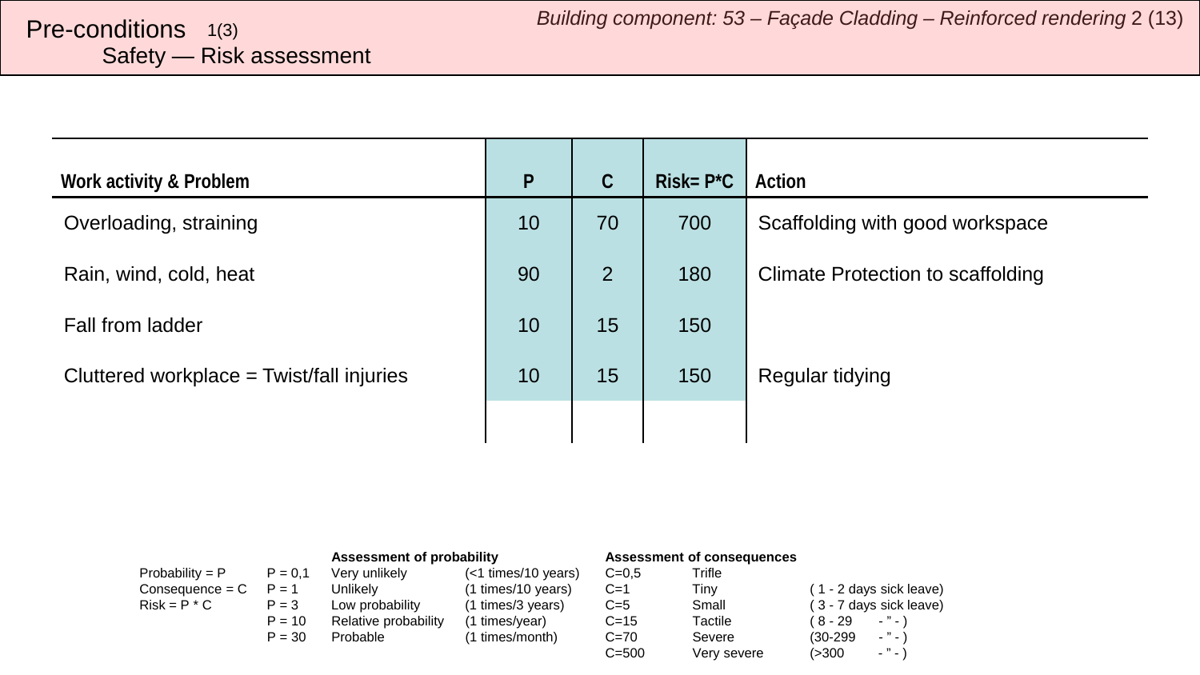# Pre-conditions 1(3)

## Safety — Risk assessment

| Work activity & Problem | P | C | Risk= P*C | Action |
|---|---|---|---|---|
| Overloading, straining | 10 | 70 | 700 | Scaffolding with good workspace |
| Rain, wind, cold, heat | 90 | 2 | 180 | Climate Protection to scaffolding |
| Fall from ladder | 10 | 15 | 150 | |
| Cluttered workplace = Twist/fall injuries | 10 | 15 | 150 | Regular tidying |
| | | | | |

| | | **Assessment of probability** | | **Assessment of consequences** | | | |
|---|---|---|---|---|---|---|---|
| Probability = P | P = 0,1 | Very unlikely | (<1 times/10 years) | C=0,5 | Trifle | | |
| Consequence = C | P = 1 | Unlikely | (1 times/10 years) | C=1 | Tiny | ( 1 - 2 days sick leave) | |
| Risk = P * C | P = 3 | Low probability | (1 times/3 years) | C=5 | Small | ( 3 - 7 days sick leave) | |
| | P = 10 | Relative probability | (1 times/year) | C=15 | Tactile | ( 8 - 29 | - ” - ) |
| | P = 30 | Probable | (1 times/month) | C=70 | Severe | (30-299 | - ” - ) |
| | | | | C=500 | Very severe | (>300 | - ” - ) |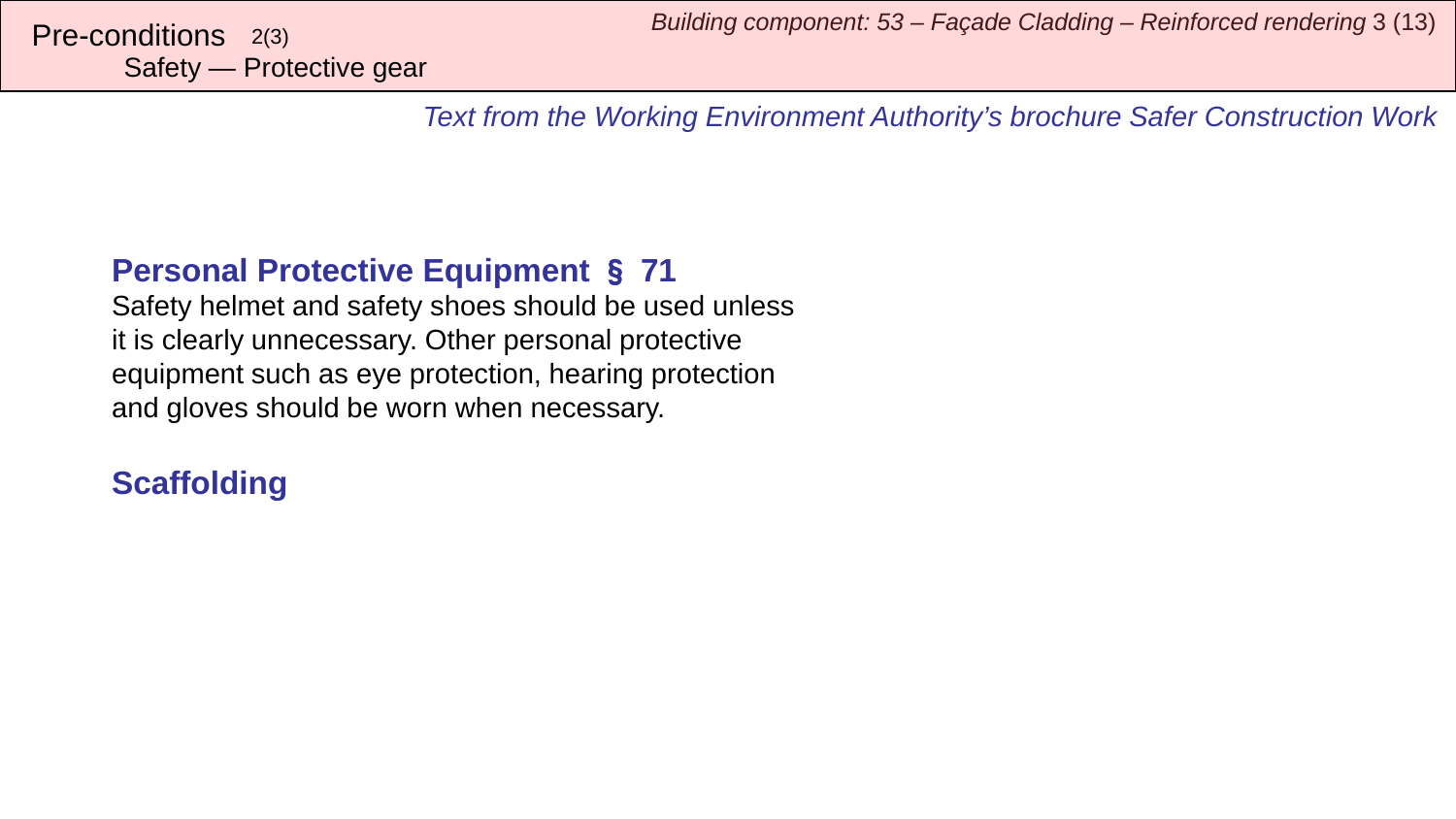Pre-conditions 2(3)
Safety — Protective gear

*Text from the Working Environment Authority's brochure Safer Construction Work*

## Personal Protective Equipment § 71

Safety helmet and safety shoes should be used unless it is clearly unnecessary. Other personal protective equipment such as eye protection, hearing protection and gloves should be worn when necessary.

## Scaffolding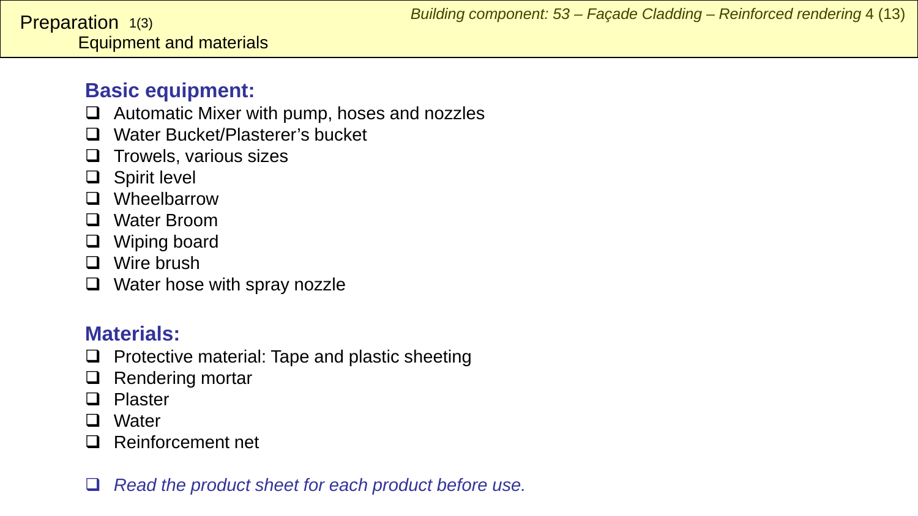# Preparation 1(3)
## Equipment and materials

### Basic equipment:

- Automatic Mixer with pump, hoses and nozzles
- Water Bucket/Plasterer's bucket
- Trowels, various sizes
- Spirit level
- Wheelbarrow
- Water Broom
- Wiping board
- Wire brush
- Water hose with spray nozzle

### Materials:

- Protective material: Tape and plastic sheeting
- Rendering mortar
- Plaster
- Water
- Reinforcement net

- *Read the product sheet for each product before use.*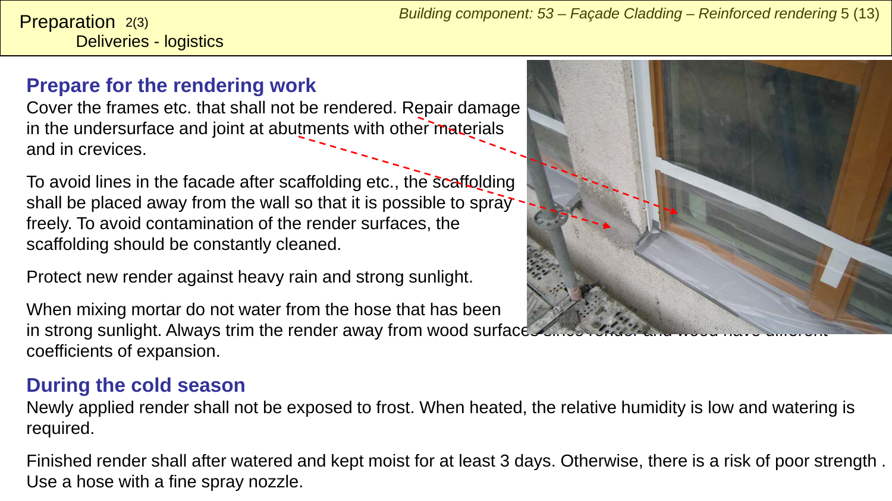Preparation 2(3)
Deliveries - logistics

## Prepare for the rendering work

Cover the frames etc. that shall not be rendered. Repair damage in the undersurface and joint at abutments with other materials and in crevices.

To avoid lines in the facade after scaffolding etc., the scaffolding shall be placed away from the wall so that it is possible to spray freely. To avoid contamination of the render surfaces, the scaffolding should be constantly cleaned.

Protect new render against heavy rain and strong sunlight.

When mixing mortar do not water from the hose that has been in strong sunlight. Always trim the render away from wood surfaces since render and wood have different coefficients of expansion.

## During the cold season

Newly applied render shall not be exposed to frost. When heated, the relative humidity is low and watering is required.

Finished render shall after watered and kept moist for at least 3 days. Otherwise, there is a risk of poor strength . Use a hose with a fine spray nozzle.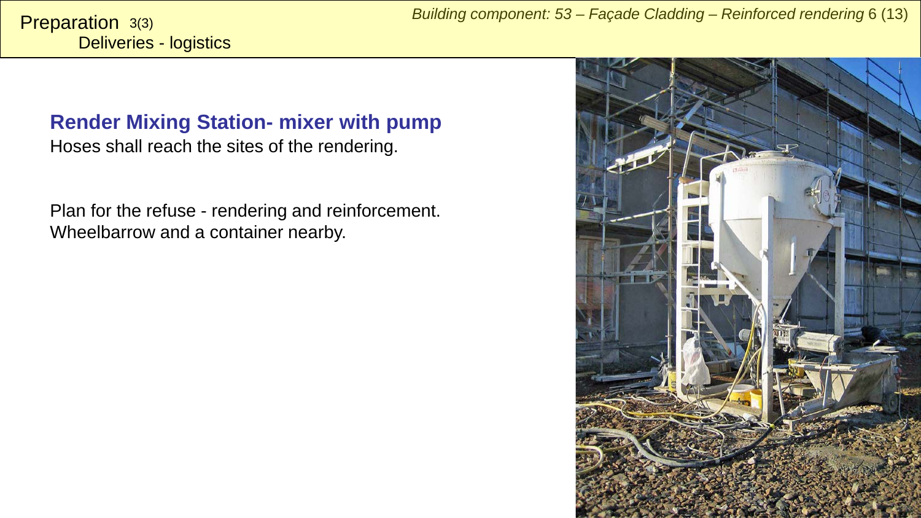Preparation 3(3)
Deliveries - logistics

## Render Mixing Station- mixer with pump

Hoses shall reach the sites of the rendering.

Plan for the refuse - rendering and reinforcement.
Wheelbarrow and a container nearby.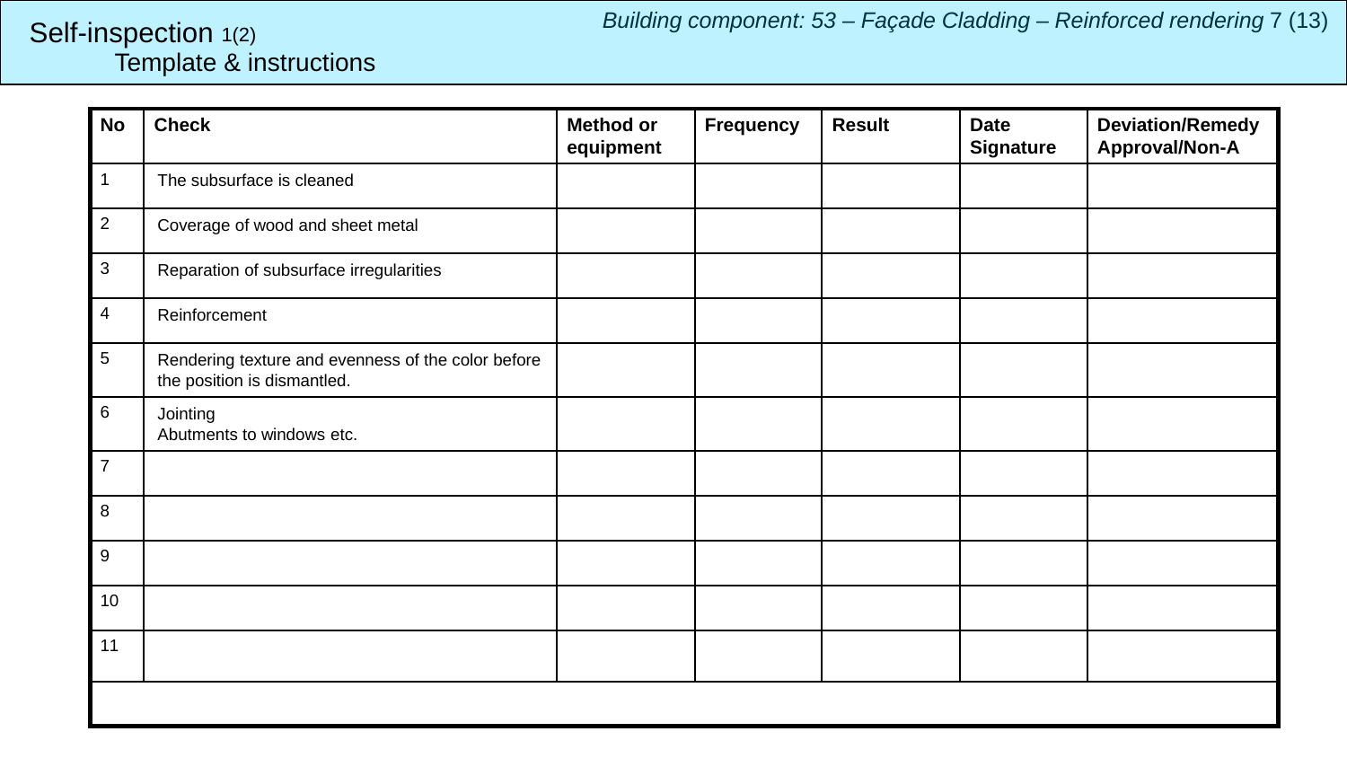# Self-inspection 1(2)
## Template & instructions

*Building component: 53 – Façade Cladding – Reinforced rendering* 7 (13)

| No | Check | Method or equipment | Frequency | Result | Date Signature | Deviation/Remedy Approval/Non-A |
|---|---|---|---|---|---|---|
| 1 | The subsurface is cleaned | | | | | |
| 2 | Coverage of wood and sheet metal | | | | | |
| 3 | Reparation of subsurface irregularities | | | | | |
| 4 | Reinforcement | | | | | |
| 5 | Rendering texture and evenness of the color before the position is dismantled. | | | | | |
| 6 | Jointing<br>Abutments to windows etc. | | | | | |
| 7 | | | | | | |
| 8 | | | | | | |
| 9 | | | | | | |
| 10 | | | | | | |
| 11 | | | | | | |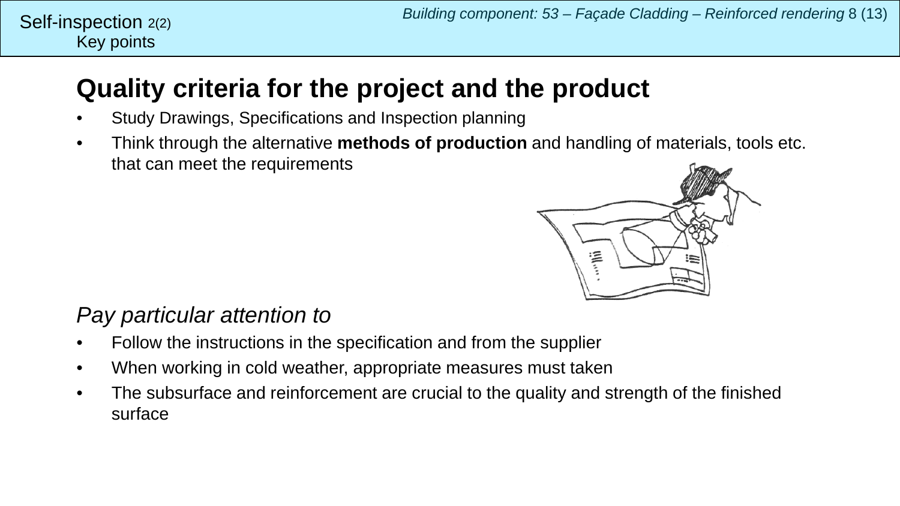Self-inspection 2(2)
Key points

# Quality criteria for the project and the product

- Study Drawings, Specifications and Inspection planning
- Think through the alternative **methods of production** and handling of materials, tools etc. that can meet the requirements

*Pay particular attention to*

- Follow the instructions in the specification and from the supplier
- When working in cold weather, appropriate measures must taken
- The subsurface and reinforcement are crucial to the quality and strength of the finished surface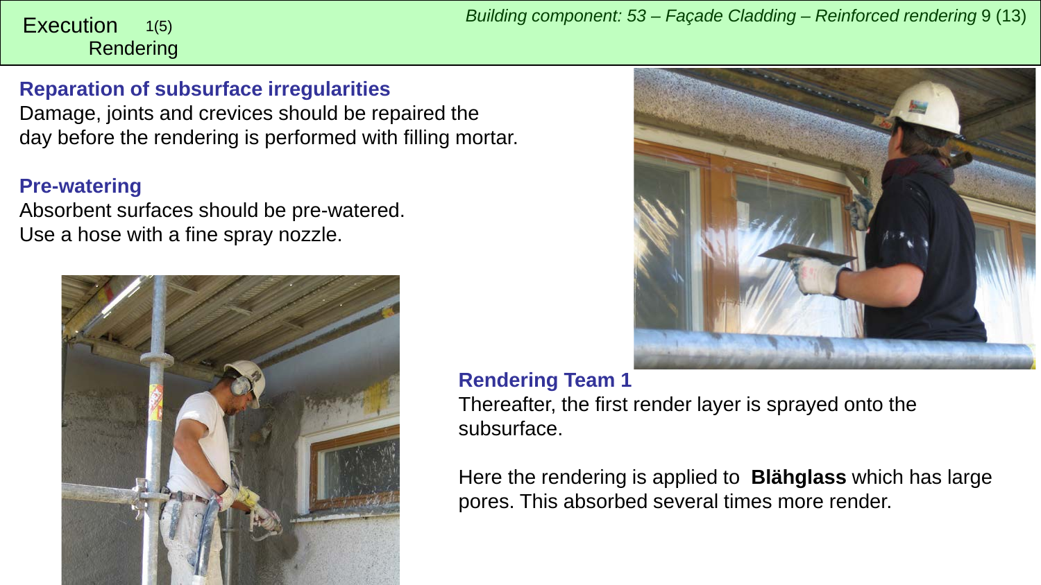# Execution 1(5)
## Rendering

### Reparation of subsurface irregularities

Damage, joints and crevices should be repaired the day before the rendering is performed with filling mortar.

### Pre-watering

Absorbent surfaces should be pre-watered. Use a hose with a fine spray nozzle.

### Rendering Team 1

Thereafter, the first render layer is sprayed onto the subsurface.

Here the rendering is applied to **Blähglass** which has large pores. This absorbed several times more render.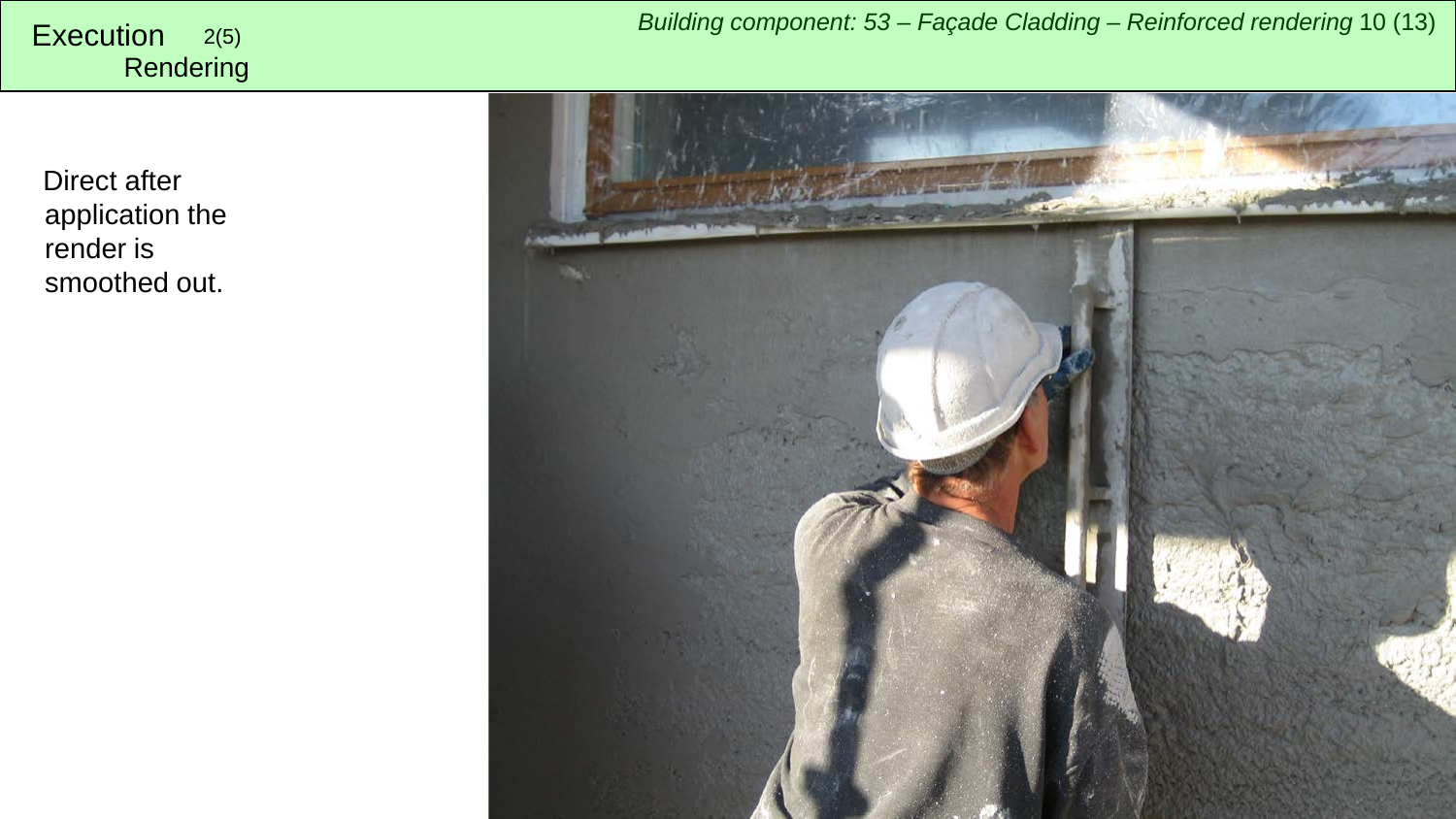# Execution 2(5)

## Rendering

Direct after application the render is smoothed out.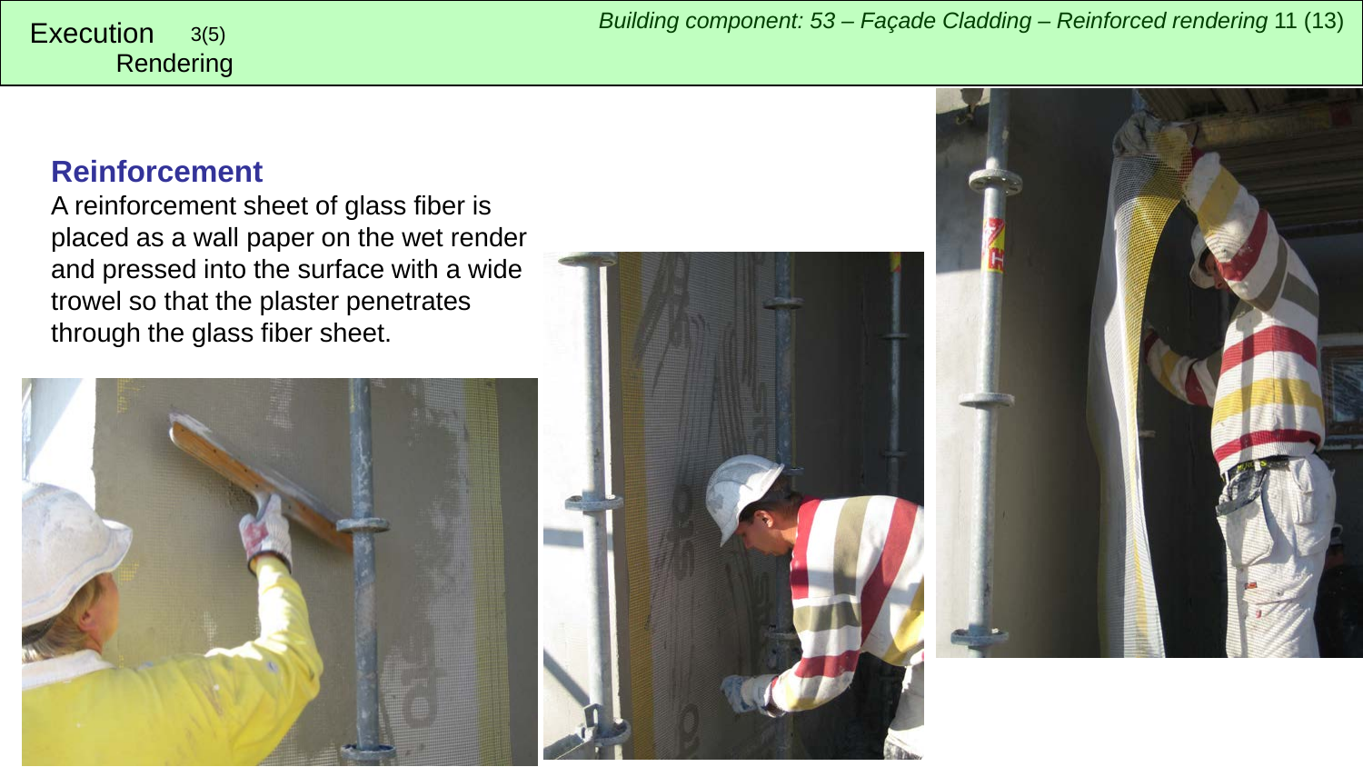Execution 3(5)
Rendering

## Reinforcement

A reinforcement sheet of glass fiber is placed as a wall paper on the wet render and pressed into the surface with a wide trowel so that the plaster penetrates through the glass fiber sheet.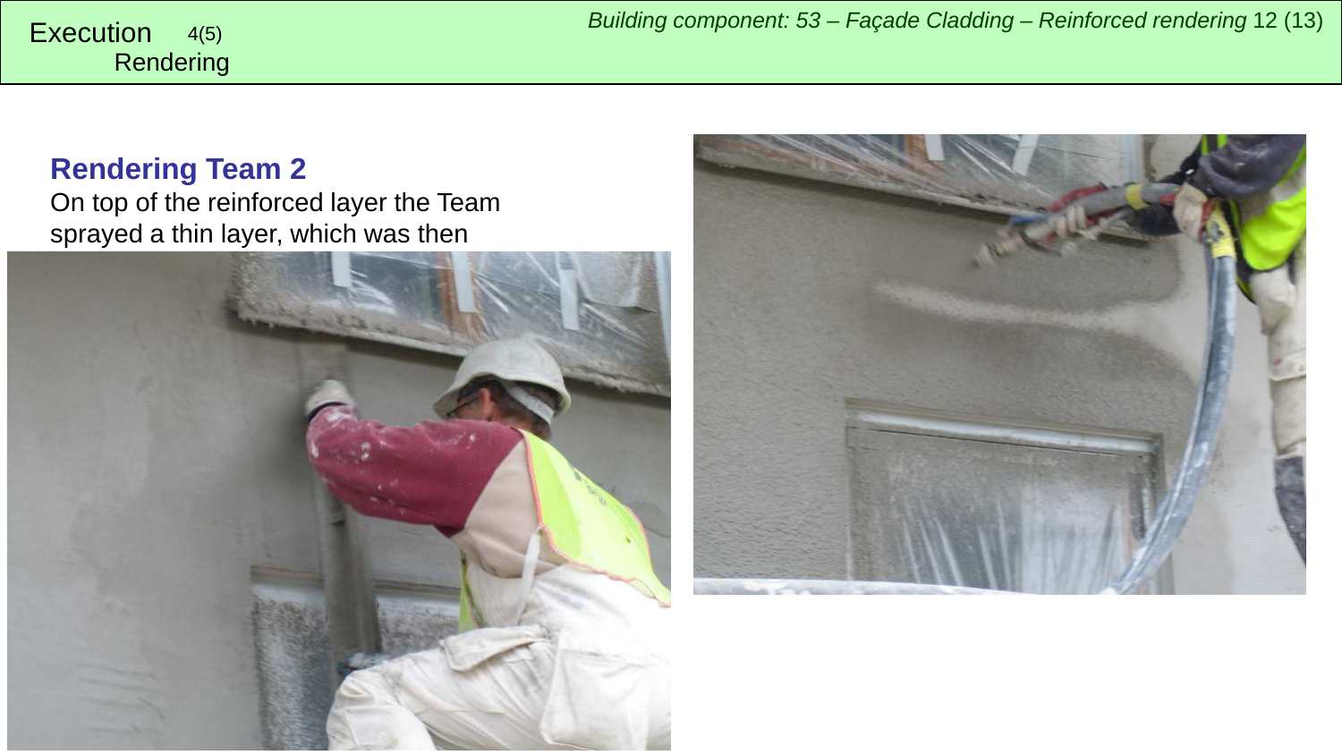Execution 4(5)
Rendering

## Rendering Team 2

On top of the reinforced layer the Team sprayed a thin layer, which was then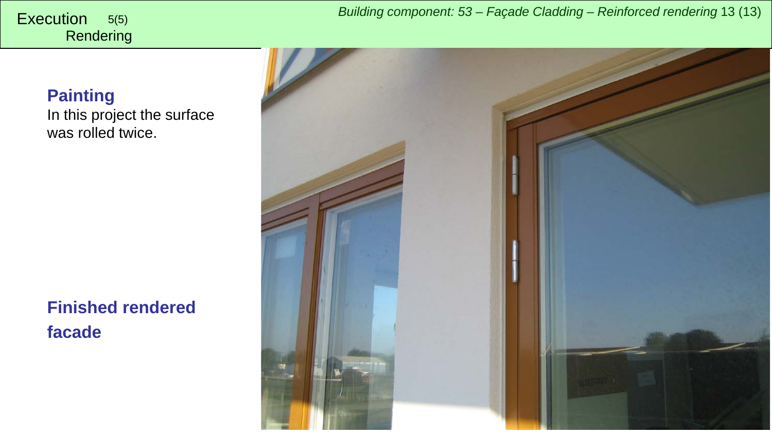Execution 5(5)
Rendering

**Painting**
In this project the surface was rolled twice.

**Finished rendered facade**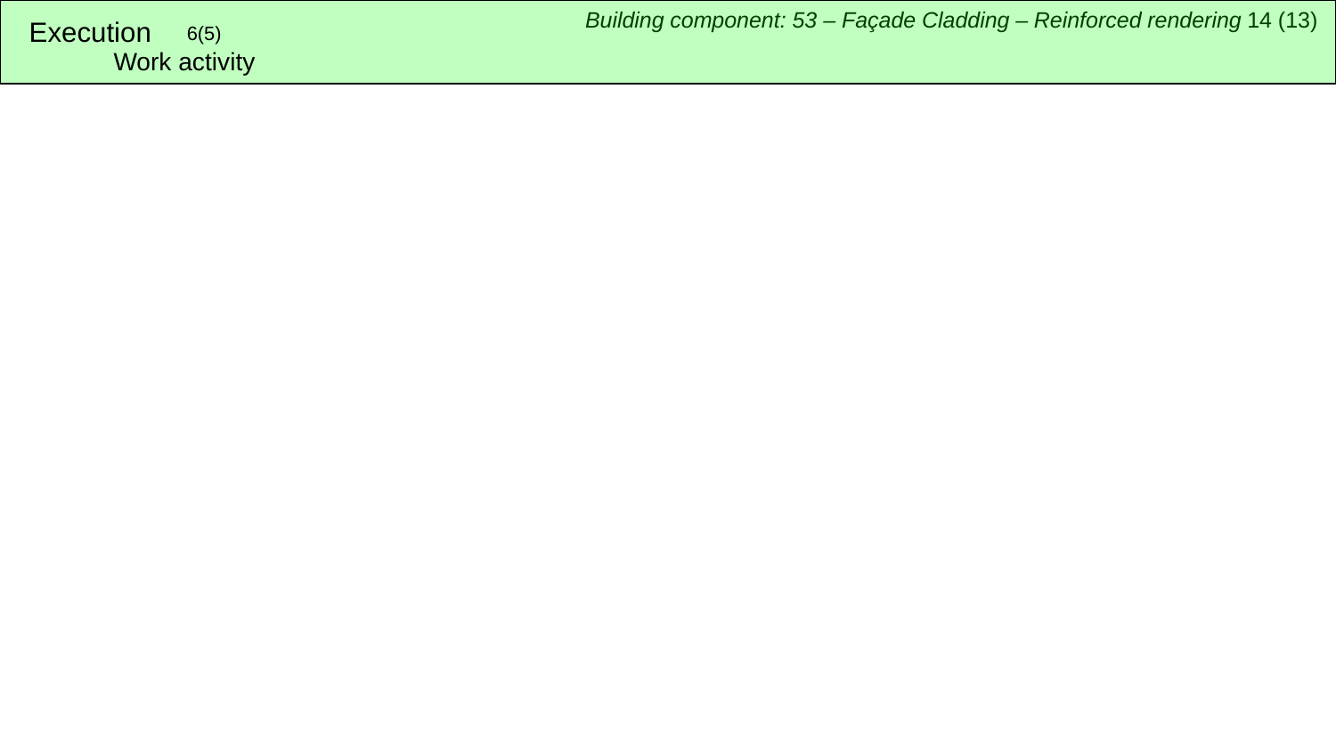# Execution 6(5)

## Work activity